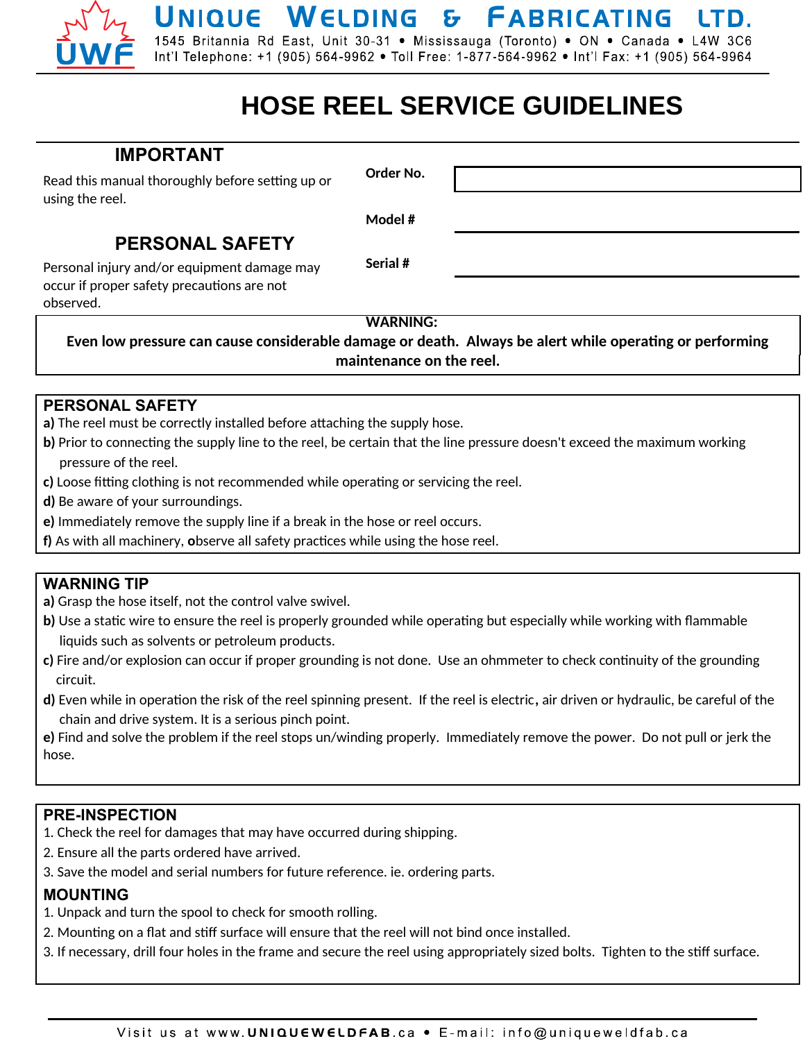UNIQUE WELDING & FABRICATING LTD.

1545 Britannia Rd East, Unit 30-31 • Mississauga (Toronto) • ON • Canada • L4W 3C6
Int'l Telephone: +1 (905) 564-9962 • Toll Free: 1-877-564-9962 • Int'l Fax: +1 (905) 564-9964

# HOSE REEL SERVICE GUIDELINES

## IMPORTANT

Read this manual thoroughly before setting up or using the reel.

## PERSONAL SAFETY

Personal injury and/or equipment damage may occur if proper safety precautions are not observed.

**Order No.** ______________________

**Model #** ______________________

**Serial #** ______________________

**WARNING:**
**Even low pressure can cause considerable damage or death. Always be alert while operating or performing maintenance on the reel.**

## PERSONAL SAFETY

**a)** The reel must be correctly installed before attaching the supply hose.
**b)** Prior to connecting the supply line to the reel, be certain that the line pressure doesn't exceed the maximum working pressure of the reel.
**c)** Loose fitting clothing is not recommended while operating or servicing the reel.
**d)** Be aware of your surroundings.
**e)** Immediately remove the supply line if a break in the hose or reel occurs.
**f)** As with all machinery, **o**bserve all safety practices while using the hose reel.

## WARNING TIP

**a)** Grasp the hose itself, not the control valve swivel.
**b)** Use a static wire to ensure the reel is properly grounded while operating but especially while working with flammable liquids such as solvents or petroleum products.
**c)** Fire and/or explosion can occur if proper grounding is not done. Use an ohmmeter to check continuity of the grounding circuit.
**d)** Even while in operation the risk of the reel spinning present. If the reel is electric**,** air driven or hydraulic, be careful of the chain and drive system. It is a serious pinch point.
**e)** Find and solve the problem if the reel stops un/winding properly. Immediately remove the power. Do not pull or jerk the hose.

## PRE-INSPECTION

1. Check the reel for damages that may have occurred during shipping.
2. Ensure all the parts ordered have arrived.
3. Save the model and serial numbers for future reference. ie. ordering parts.

## MOUNTING

1. Unpack and turn the spool to check for smooth rolling.
2. Mounting on a flat and stiff surface will ensure that the reel will not bind once installed.
3. If necessary, drill four holes in the frame and secure the reel using appropriately sized bolts. Tighten to the stiff surface.

Visit us at www.UNIQUEWELDFAB.ca • E-mail: info@uniqueweldfab.ca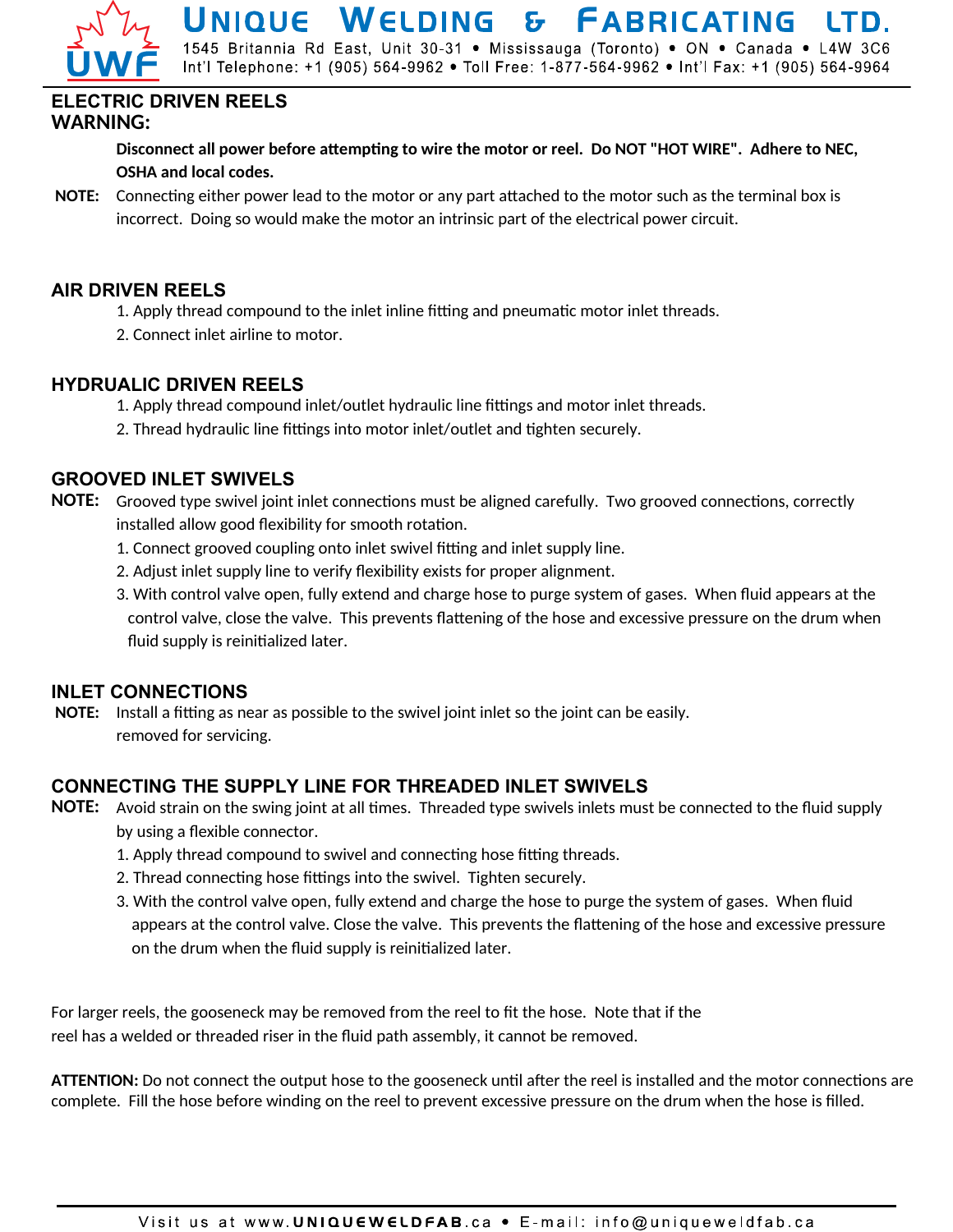## ELECTRIC DRIVEN REELS

## WARNING:

**Disconnect all power before attempting to wire the motor or reel. Do NOT "HOT WIRE". Adhere to NEC, OSHA and local codes.**

**NOTE:** Connecting either power lead to the motor or any part attached to the motor such as the terminal box is incorrect. Doing so would make the motor an intrinsic part of the electrical power circuit.

## AIR DRIVEN REELS

1. Apply thread compound to the inlet inline fitting and pneumatic motor inlet threads.
2. Connect inlet airline to motor.

## HYDRUALIC DRIVEN REELS

1. Apply thread compound inlet/outlet hydraulic line fittings and motor inlet threads.
2. Thread hydraulic line fittings into motor inlet/outlet and tighten securely.

## GROOVED INLET SWIVELS

**NOTE:** Grooved type swivel joint inlet connections must be aligned carefully. Two grooved connections, correctly installed allow good flexibility for smooth rotation.

1. Connect grooved coupling onto inlet swivel fitting and inlet supply line.
2. Adjust inlet supply line to verify flexibility exists for proper alignment.
3. With control valve open, fully extend and charge hose to purge system of gases. When fluid appears at the control valve, close the valve. This prevents flattening of the hose and excessive pressure on the drum when fluid supply is reinitialized later.

## INLET CONNECTIONS

**NOTE:** Install a fitting as near as possible to the swivel joint inlet so the joint can be easily. removed for servicing.

## CONNECTING THE SUPPLY LINE FOR THREADED INLET SWIVELS

**NOTE:** Avoid strain on the swing joint at all times. Threaded type swivels inlets must be connected to the fluid supply by using a flexible connector.

1. Apply thread compound to swivel and connecting hose fitting threads.
2. Thread connecting hose fittings into the swivel. Tighten securely.
3. With the control valve open, fully extend and charge the hose to purge the system of gases. When fluid appears at the control valve. Close the valve. This prevents the flattening of the hose and excessive pressure on the drum when the fluid supply is reinitialized later.

For larger reels, the gooseneck may be removed from the reel to fit the hose. Note that if the reel has a welded or threaded riser in the fluid path assembly, it cannot be removed.

**ATTENTION:** Do not connect the output hose to the gooseneck until after the reel is installed and the motor connections are complete. Fill the hose before winding on the reel to prevent excessive pressure on the drum when the hose is filled.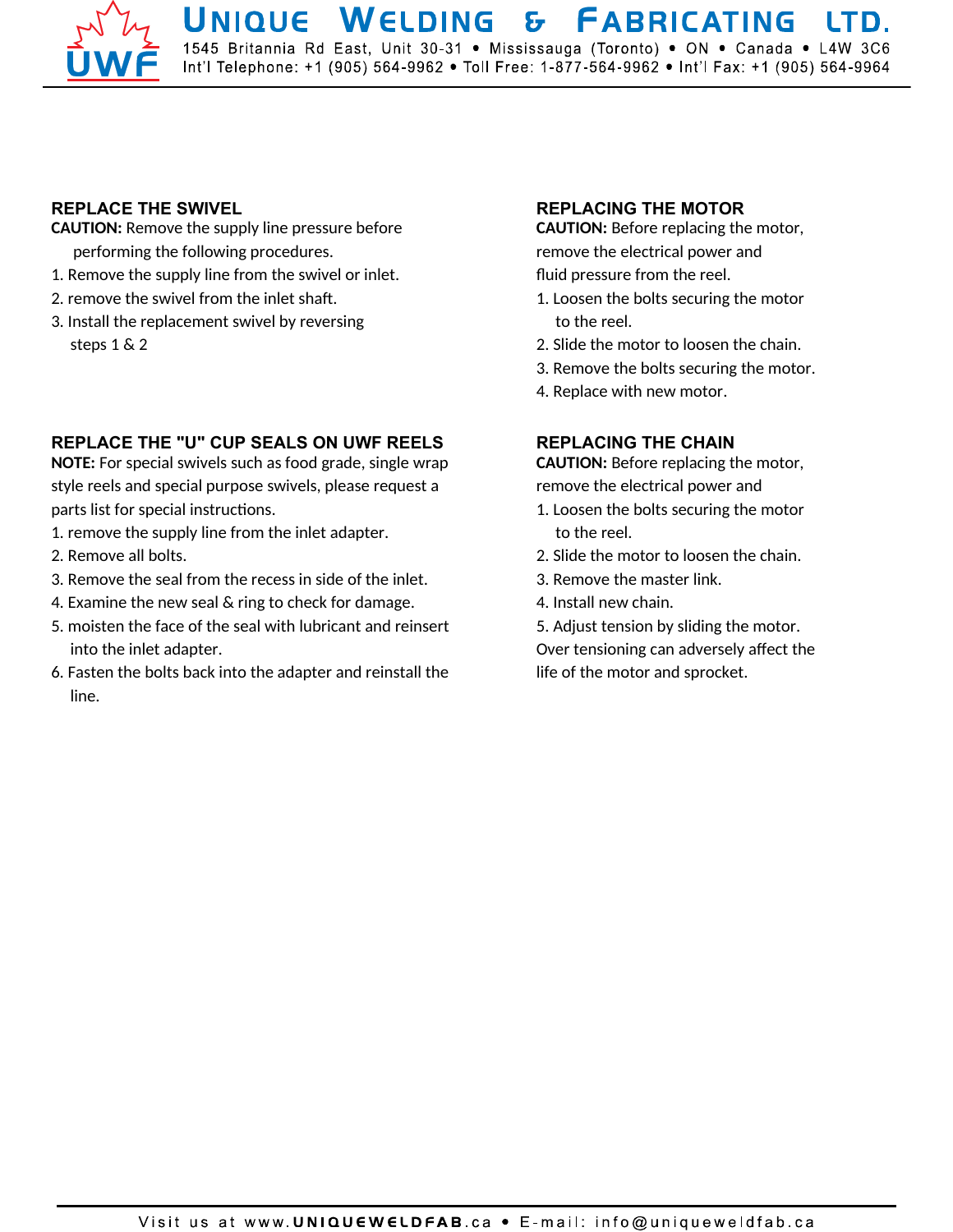## REPLACE THE SWIVEL

**CAUTION:** Remove the supply line pressure before performing the following procedures.

1. Remove the supply line from the swivel or inlet.
2. remove the swivel from the inlet shaft.
3. Install the replacement swivel by reversing steps 1 & 2

## REPLACING THE MOTOR

**CAUTION:** Before replacing the motor, remove the electrical power and fluid pressure from the reel.

1. Loosen the bolts securing the motor to the reel.
2. Slide the motor to loosen the chain.
3. Remove the bolts securing the motor.
4. Replace with new motor.

## REPLACE THE "U" CUP SEALS ON UWF REELS

**NOTE:** For special swivels such as food grade, single wrap style reels and special purpose swivels, please request a parts list for special instructions.

1. remove the supply line from the inlet adapter.
2. Remove all bolts.
3. Remove the seal from the recess in side of the inlet.
4. Examine the new seal & ring to check for damage.
5. moisten the face of the seal with lubricant and reinsert into the inlet adapter.
6. Fasten the bolts back into the adapter and reinstall the line.

## REPLACING THE CHAIN

**CAUTION:** Before replacing the motor, remove the electrical power and

1. Loosen the bolts securing the motor to the reel.
2. Slide the motor to loosen the chain.
3. Remove the master link.
4. Install new chain.
5. Adjust tension by sliding the motor.

Over tensioning can adversely affect the life of the motor and sprocket.